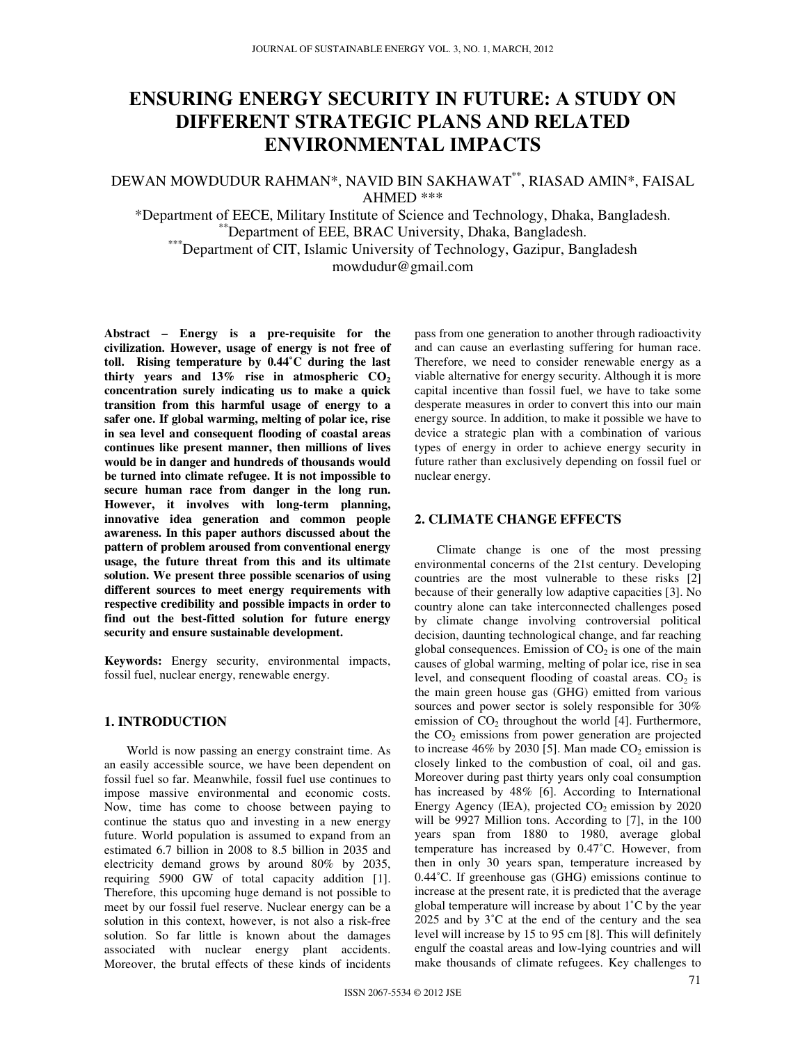# ENSURING ENERGY SECURITY IN FUTURE: A STUDY ON DIFFERENT STRATEGIC PLANS AND RELATED ENVIRONMENTAL IMPACTS

DEWAN MOWDUDUR RAHMAN*, NAVID BIN SAKHAWAT**, RIASAD AMIN*, FAISAL AHMED ***

*Department of EECE, Military Institute of Science and Technology, Dhaka, Bangladesh.
**Department of EEE, BRAC University, Dhaka, Bangladesh.
***Department of CIT, Islamic University of Technology, Gazipur, Bangladesh
mowdudur@gmail.com

**Abstract – Energy is a pre-requisite for the civilization. However, usage of energy is not free of toll. Rising temperature by 0.44˚C during the last thirty years and 13% rise in atmospheric $CO_2$ concentration surely indicating us to make a quick transition from this harmful usage of energy to a safer one. If global warming, melting of polar ice, rise in sea level and consequent flooding of coastal areas continues like present manner, then millions of lives would be in danger and hundreds of thousands would be turned into climate refugee. It is not impossible to secure human race from danger in the long run. However, it involves with long-term planning, innovative idea generation and common people awareness. In this paper authors discussed about the pattern of problem aroused from conventional energy usage, the future threat from this and its ultimate solution. We present three possible scenarios of using different sources to meet energy requirements with respective credibility and possible impacts in order to find out the best-fitted solution for future energy security and ensure sustainable development.**

**Keywords:** Energy security, environmental impacts, fossil fuel, nuclear energy, renewable energy.

## 1. INTRODUCTION

World is now passing an energy constraint time. As an easily accessible source, we have been dependent on fossil fuel so far. Meanwhile, fossil fuel use continues to impose massive environmental and economic costs. Now, time has come to choose between paying to continue the status quo and investing in a new energy future. World population is assumed to expand from an estimated 6.7 billion in 2008 to 8.5 billion in 2035 and electricity demand grows by around 80% by 2035, requiring 5900 GW of total capacity addition [1]. Therefore, this upcoming huge demand is not possible to meet by our fossil fuel reserve. Nuclear energy can be a solution in this context, however, is not also a risk-free solution. So far little is known about the damages associated with nuclear energy plant accidents. Moreover, the brutal effects of these kinds of incidents pass from one generation to another through radioactivity and can cause an everlasting suffering for human race. Therefore, we need to consider renewable energy as a viable alternative for energy security. Although it is more capital incentive than fossil fuel, we have to take some desperate measures in order to convert this into our main energy source. In addition, to make it possible we have to device a strategic plan with a combination of various types of energy in order to achieve energy security in future rather than exclusively depending on fossil fuel or nuclear energy.

## 2. CLIMATE CHANGE EFFECTS

Climate change is one of the most pressing environmental concerns of the 21st century. Developing countries are the most vulnerable to these risks [2] because of their generally low adaptive capacities [3]. No country alone can take interconnected challenges posed by climate change involving controversial political decision, daunting technological change, and far reaching global consequences. Emission of $CO_2$ is one of the main causes of global warming, melting of polar ice, rise in sea level, and consequent flooding of coastal areas. $CO_2$ is the main green house gas (GHG) emitted from various sources and power sector is solely responsible for 30% emission of $CO_2$ throughout the world [4]. Furthermore, the $CO_2$ emissions from power generation are projected to increase 46% by 2030 [5]. Man made $CO_2$ emission is closely linked to the combustion of coal, oil and gas. Moreover during past thirty years only coal consumption has increased by 48% [6]. According to International Energy Agency (IEA), projected $CO_2$ emission by 2020 will be 9927 Million tons. According to [7], in the 100 years span from 1880 to 1980, average global temperature has increased by 0.47˚C. However, from then in only 30 years span, temperature increased by 0.44˚C. If greenhouse gas (GHG) emissions continue to increase at the present rate, it is predicted that the average global temperature will increase by about 1˚C by the year 2025 and by 3˚C at the end of the century and the sea level will increase by 15 to 95 cm [8]. This will definitely engulf the coastal areas and low-lying countries and will make thousands of climate refugees. Key challenges to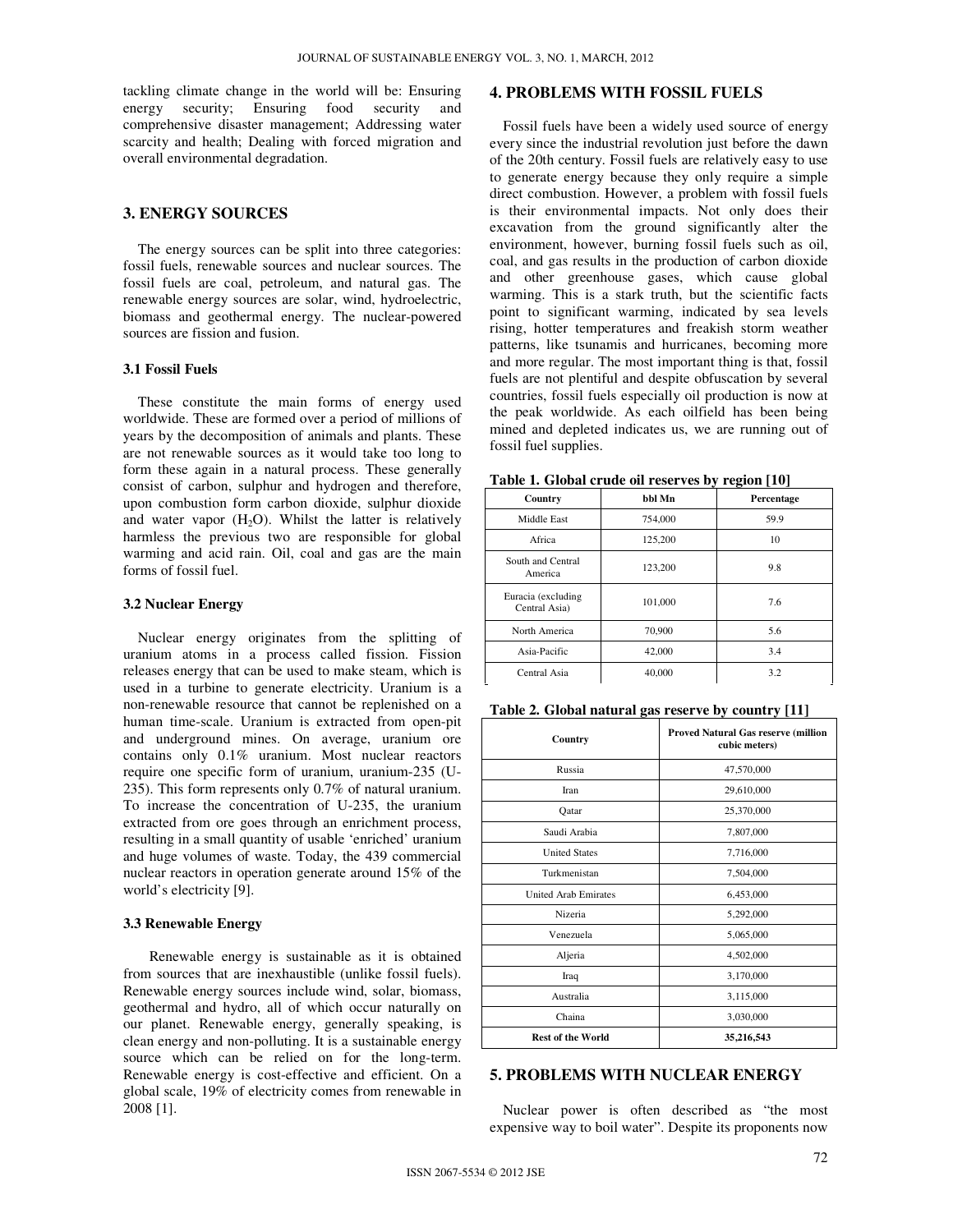tackling climate change in the world will be: Ensuring energy security; Ensuring food security and comprehensive disaster management; Addressing water scarcity and health; Dealing with forced migration and overall environmental degradation.

## 3. ENERGY SOURCES

The energy sources can be split into three categories: fossil fuels, renewable sources and nuclear sources. The fossil fuels are coal, petroleum, and natural gas. The renewable energy sources are solar, wind, hydroelectric, biomass and geothermal energy. The nuclear-powered sources are fission and fusion.

### 3.1 Fossil Fuels

These constitute the main forms of energy used worldwide. These are formed over a period of millions of years by the decomposition of animals and plants. These are not renewable sources as it would take too long to form these again in a natural process. These generally consist of carbon, sulphur and hydrogen and therefore, upon combustion form carbon dioxide, sulphur dioxide and water vapor ($H_2O$). Whilst the latter is relatively harmless the previous two are responsible for global warming and acid rain. Oil, coal and gas are the main forms of fossil fuel.

### 3.2 Nuclear Energy

Nuclear energy originates from the splitting of uranium atoms in a process called fission. Fission releases energy that can be used to make steam, which is used in a turbine to generate electricity. Uranium is a non-renewable resource that cannot be replenished on a human time-scale. Uranium is extracted from open-pit and underground mines. On average, uranium ore contains only 0.1% uranium. Most nuclear reactors require one specific form of uranium, uranium-235 (U-235). This form represents only 0.7% of natural uranium. To increase the concentration of U-235, the uranium extracted from ore goes through an enrichment process, resulting in a small quantity of usable 'enriched' uranium and huge volumes of waste. Today, the 439 commercial nuclear reactors in operation generate around 15% of the world's electricity [9].

### 3.3 Renewable Energy

Renewable energy is sustainable as it is obtained from sources that are inexhaustible (unlike fossil fuels). Renewable energy sources include wind, solar, biomass, geothermal and hydro, all of which occur naturally on our planet. Renewable energy, generally speaking, is clean energy and non-polluting. It is a sustainable energy source which can be relied on for the long-term. Renewable energy is cost-effective and efficient. On a global scale, 19% of electricity comes from renewable in 2008 [1].

## 4. PROBLEMS WITH FOSSIL FUELS

Fossil fuels have been a widely used source of energy every since the industrial revolution just before the dawn of the 20th century. Fossil fuels are relatively easy to use to generate energy because they only require a simple direct combustion. However, a problem with fossil fuels is their environmental impacts. Not only does their excavation from the ground significantly alter the environment, however, burning fossil fuels such as oil, coal, and gas results in the production of carbon dioxide and other greenhouse gases, which cause global warming. This is a stark truth, but the scientific facts point to significant warming, indicated by sea levels rising, hotter temperatures and freakish storm weather patterns, like tsunamis and hurricanes, becoming more and more regular. The most important thing is that, fossil fuels are not plentiful and despite obfuscation by several countries, fossil fuels especially oil production is now at the peak worldwide. As each oilfield has been being mined and depleted indicates us, we are running out of fossil fuel supplies.

**Table 1. Global crude oil reserves by region [10]**

| Country | bbl Mn | Percentage |
|---|---|---|
| Middle East | 754,000 | 59.9 |
| Africa | 125,200 | 10 |
| South and Central America | 123,200 | 9.8 |
| Euracia (excluding Central Asia) | 101,000 | 7.6 |
| North America | 70,900 | 5.6 |
| Asia-Pacific | 42,000 | 3.4 |
| Central Asia | 40,000 | 3.2 |

**Table 2. Global natural gas reserve by country [11]**

| Country | Proved Natural Gas reserve (million cubic meters) |
|---|---|
| Russia | 47,570,000 |
| Iran | 29,610,000 |
| Qatar | 25,370,000 |
| Saudi Arabia | 7,807,000 |
| United States | 7,716,000 |
| Turkmenistan | 7,504,000 |
| United Arab Emirates | 6,453,000 |
| Nizeria | 5,292,000 |
| Venezuela | 5,065,000 |
| Aljeria | 4,502,000 |
| Iraq | 3,170,000 |
| Australia | 3,115,000 |
| Chaina | 3,030,000 |
| **Rest of the World** | **35,216,543** |

## 5. PROBLEMS WITH NUCLEAR ENERGY

Nuclear power is often described as "the most expensive way to boil water". Despite its proponents now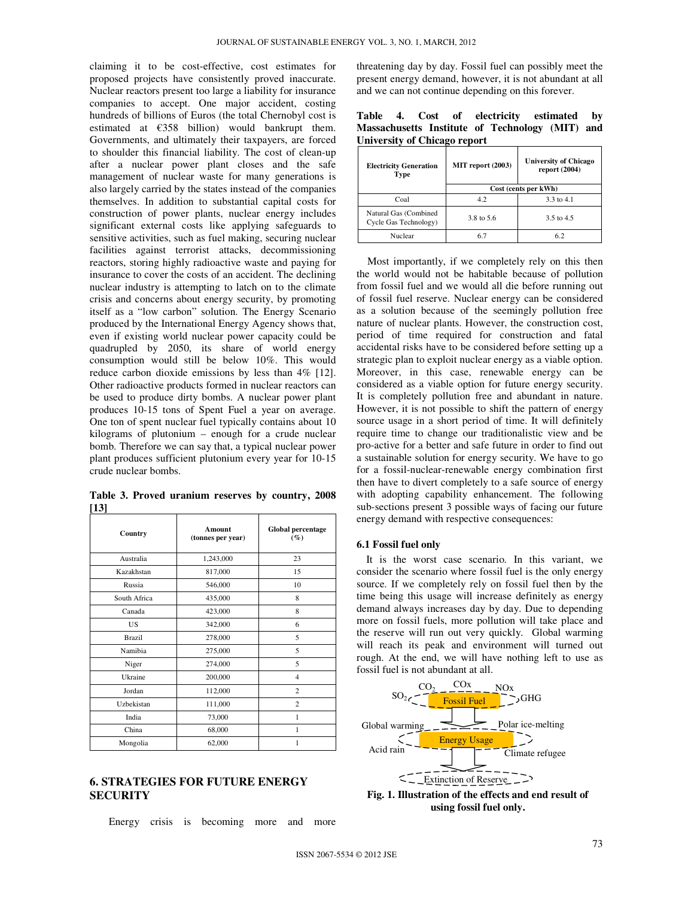claiming it to be cost-effective, cost estimates for proposed projects have consistently proved inaccurate. Nuclear reactors present too large a liability for insurance companies to accept. One major accident, costing hundreds of billions of Euros (the total Chernobyl cost is estimated at €358 billion) would bankrupt them. Governments, and ultimately their taxpayers, are forced to shoulder this financial liability. The cost of clean-up after a nuclear power plant closes and the safe management of nuclear waste for many generations is also largely carried by the states instead of the companies themselves. In addition to substantial capital costs for construction of power plants, nuclear energy includes significant external costs like applying safeguards to sensitive activities, such as fuel making, securing nuclear facilities against terrorist attacks, decommissioning reactors, storing highly radioactive waste and paying for insurance to cover the costs of an accident. The declining nuclear industry is attempting to latch on to the climate crisis and concerns about energy security, by promoting itself as a "low carbon" solution. The Energy Scenario produced by the International Energy Agency shows that, even if existing world nuclear power capacity could be quadrupled by 2050, its share of world energy consumption would still be below 10%. This would reduce carbon dioxide emissions by less than 4% [12]. Other radioactive products formed in nuclear reactors can be used to produce dirty bombs. A nuclear power plant produces 10-15 tons of Spent Fuel a year on average. One ton of spent nuclear fuel typically contains about 10 kilograms of plutonium – enough for a crude nuclear bomb. Therefore we can say that, a typical nuclear power plant produces sufficient plutonium every year for 10-15 crude nuclear bombs.

**Table 3. Proved uranium reserves by country, 2008 [13]**

| Country | Amount (tonnes per year) | Global percentage (%) |
|---|---|---|
| Australia | 1,243,000 | 23 |
| Kazakhstan | 817,000 | 15 |
| Russia | 546,000 | 10 |
| South Africa | 435,000 | 8 |
| Canada | 423,000 | 8 |
| US | 342,000 | 6 |
| Brazil | 278,000 | 5 |
| Namibia | 275,000 | 5 |
| Niger | 274,000 | 5 |
| Ukraine | 200,000 | 4 |
| Jordan | 112,000 | 2 |
| Uzbekistan | 111,000 | 2 |
| India | 73,000 | 1 |
| China | 68,000 | 1 |
| Mongolia | 62,000 | 1 |

## 6. STRATEGIES FOR FUTURE ENERGY SECURITY

Energy crisis is becoming more and more threatening day by day. Fossil fuel can possibly meet the present energy demand, however, it is not abundant at all and we can not continue depending on this forever.

**Table 4. Cost of electricity estimated by Massachusetts Institute of Technology (MIT) and University of Chicago report**

| Electricity Generation Type | MIT report (2003) | University of Chicago report (2004) |
|---|---|---|
| | Cost (cents per kWh) | |
| Coal | 4.2 | 3.3 to 4.1 |
| Natural Gas (Combined Cycle Gas Technology) | 3.8 to 5.6 | 3.5 to 4.5 |
| Nuclear | 6.7 | 6.2 |

Most importantly, if we completely rely on this then the world would not be habitable because of pollution from fossil fuel and we would all die before running out of fossil fuel reserve. Nuclear energy can be considered as a solution because of the seemingly pollution free nature of nuclear plants. However, the construction cost, period of time required for construction and fatal accidental risks have to be considered before setting up a strategic plan to exploit nuclear energy as a viable option. Moreover, in this case, renewable energy can be considered as a viable option for future energy security. It is completely pollution free and abundant in nature. However, it is not possible to shift the pattern of energy source usage in a short period of time. It will definitely require time to change our traditionalistic view and be pro-active for a better and safe future in order to find out a sustainable solution for energy security. We have to go for a fossil-nuclear-renewable energy combination first then have to divert completely to a safe source of energy with adopting capability enhancement. The following sub-sections present 3 possible ways of facing our future energy demand with respective consequences:

### 6.1 Fossil fuel only

It is the worst case scenario. In this variant, we consider the scenario where fossil fuel is the only energy source. If we completely rely on fossil fuel then by the time being this usage will increase definitely as energy demand always increases day by day. Due to depending more on fossil fuels, more pollution will take place and the reserve will run out very quickly. Global warming will reach its peak and environment will turned out rough. At the end, we will have nothing left to use as fossil fuel is not abundant at all.

$SO_2$ $CO_2$ COx NOx GHG — Fossil Fuel

Global warming, Polar ice-melting — Energy Usage — Acid rain, Climate refugee

Extinction of Reserve

**Fig. 1. Illustration of the effects and end result of using fossil fuel only.**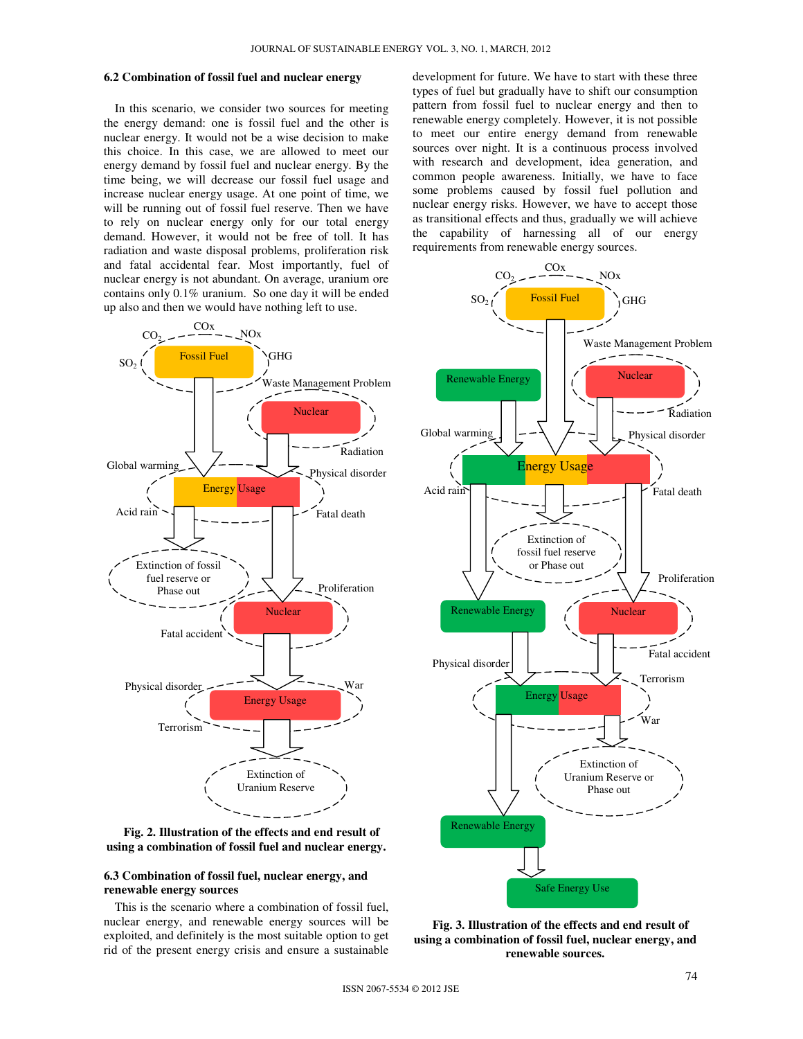### 6.2 Combination of fossil fuel and nuclear energy

In this scenario, we consider two sources for meeting the energy demand: one is fossil fuel and the other is nuclear energy. It would not be a wise decision to make this choice. In this case, we are allowed to meet our energy demand by fossil fuel and nuclear energy. By the time being, we will decrease our fossil fuel usage and increase nuclear energy usage. At one point of time, we will be running out of fossil fuel reserve. Then we have to rely on nuclear energy only for our total energy demand. However, it would not be free of toll. It has radiation and waste disposal problems, proliferation risk and fatal accidental fear. Most importantly, fuel of nuclear energy is not abundant. On average, uranium ore contains only 0.1% uranium. So one day it will be ended up also and then we would have nothing left to use.

**Fig. 2. Illustration of the effects and end result of using a combination of fossil fuel and nuclear energy.**

### 6.3 Combination of fossil fuel, nuclear energy, and renewable energy sources

This is the scenario where a combination of fossil fuel, nuclear energy, and renewable energy sources will be exploited, and definitely is the most suitable option to get rid of the present energy crisis and ensure a sustainable development for future. We have to start with these three types of fuel but gradually have to shift our consumption pattern from fossil fuel to nuclear energy and then to renewable energy completely. However, it is not possible to meet our entire energy demand from renewable sources over night. It is a continuous process involved with research and development, idea generation, and common people awareness. Initially, we have to face some problems caused by fossil fuel pollution and nuclear energy risks. However, we have to accept those as transitional effects and thus, gradually we will achieve the capability of harnessing all of our energy requirements from renewable energy sources.

**Fig. 3. Illustration of the effects and end result of using a combination of fossil fuel, nuclear energy, and renewable sources.**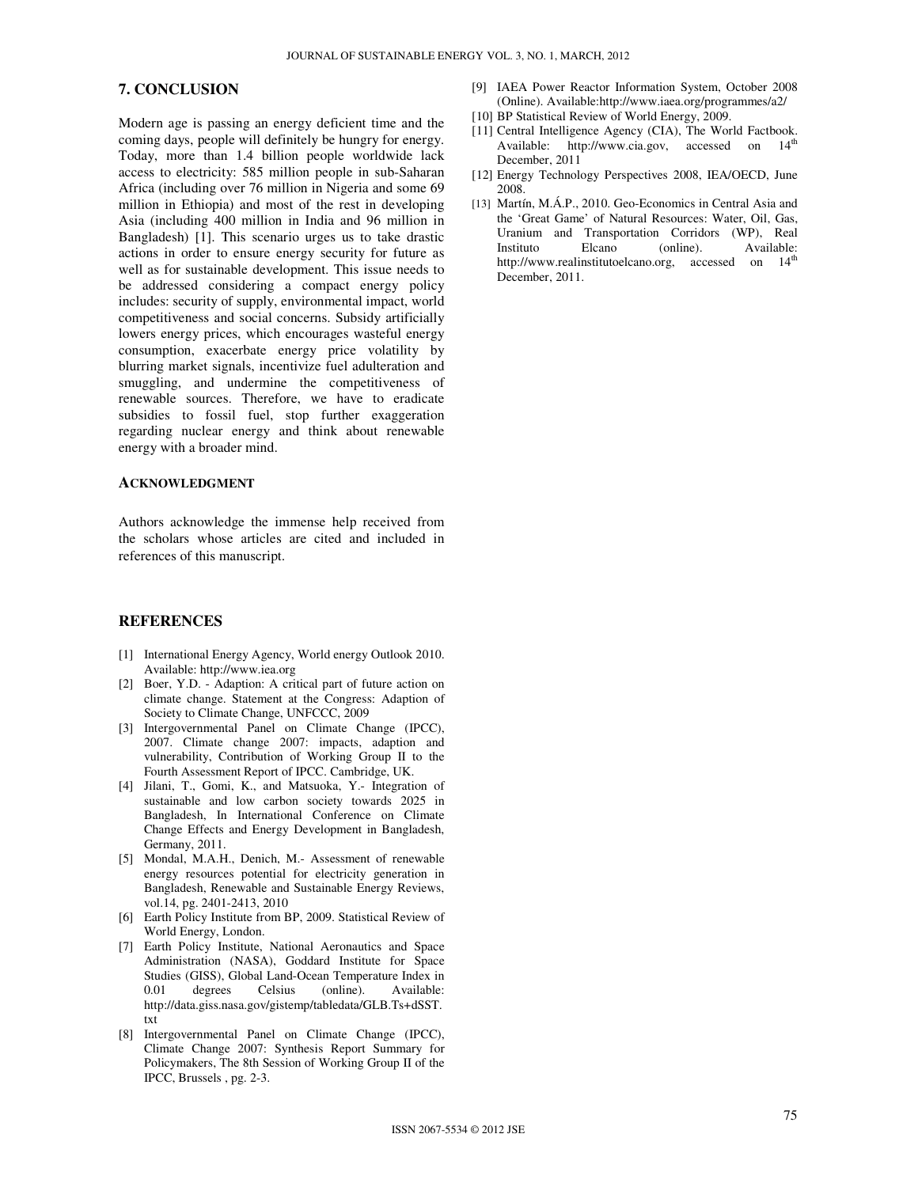## 7. CONCLUSION

Modern age is passing an energy deficient time and the coming days, people will definitely be hungry for energy. Today, more than 1.4 billion people worldwide lack access to electricity: 585 million people in sub-Saharan Africa (including over 76 million in Nigeria and some 69 million in Ethiopia) and most of the rest in developing Asia (including 400 million in India and 96 million in Bangladesh) [1]. This scenario urges us to take drastic actions in order to ensure energy security for future as well as for sustainable development. This issue needs to be addressed considering a compact energy policy includes: security of supply, environmental impact, world competitiveness and social concerns. Subsidy artificially lowers energy prices, which encourages wasteful energy consumption, exacerbate energy price volatility by blurring market signals, incentivize fuel adulteration and smuggling, and undermine the competitiveness of renewable sources. Therefore, we have to eradicate subsidies to fossil fuel, stop further exaggeration regarding nuclear energy and think about renewable energy with a broader mind.

### ACKNOWLEDGMENT

Authors acknowledge the immense help received from the scholars whose articles are cited and included in references of this manuscript.

## REFERENCES

[1] International Energy Agency, World energy Outlook 2010. Available: http://www.iea.org

[2] Boer, Y.D. - Adaption: A critical part of future action on climate change. Statement at the Congress: Adaption of Society to Climate Change, UNFCCC, 2009

[3] Intergovernmental Panel on Climate Change (IPCC), 2007. Climate change 2007: impacts, adaption and vulnerability, Contribution of Working Group II to the Fourth Assessment Report of IPCC. Cambridge, UK.

[4] Jilani, T., Gomi, K., and Matsuoka, Y.- Integration of sustainable and low carbon society towards 2025 in Bangladesh, In International Conference on Climate Change Effects and Energy Development in Bangladesh, Germany, 2011.

[5] Mondal, M.A.H., Denich, M.- Assessment of renewable energy resources potential for electricity generation in Bangladesh, Renewable and Sustainable Energy Reviews, vol.14, pg. 2401-2413, 2010

[6] Earth Policy Institute from BP, 2009. Statistical Review of World Energy, London.

[7] Earth Policy Institute, National Aeronautics and Space Administration (NASA), Goddard Institute for Space Studies (GISS), Global Land-Ocean Temperature Index in 0.01 degrees Celsius (online). Available: http://data.giss.nasa.gov/gistemp/tabledata/GLB.Ts+dSST.txt

[8] Intergovernmental Panel on Climate Change (IPCC), Climate Change 2007: Synthesis Report Summary for Policymakers, The 8th Session of Working Group II of the IPCC, Brussels , pg. 2-3.

[9] IAEA Power Reactor Information System, October 2008 (Online). Available:http://www.iaea.org/programmes/a2/

[10] BP Statistical Review of World Energy, 2009.

[11] Central Intelligence Agency (CIA), The World Factbook. Available: http://www.cia.gov, accessed on 14th December, 2011

[12] Energy Technology Perspectives 2008, IEA/OECD, June 2008.

[13] Martín, M.Á.P., 2010. Geo-Economics in Central Asia and the 'Great Game' of Natural Resources: Water, Oil, Gas, Uranium and Transportation Corridors (WP), Real Instituto Elcano (online). Available: http://www.realinstitutoelcano.org, accessed on 14th December, 2011.